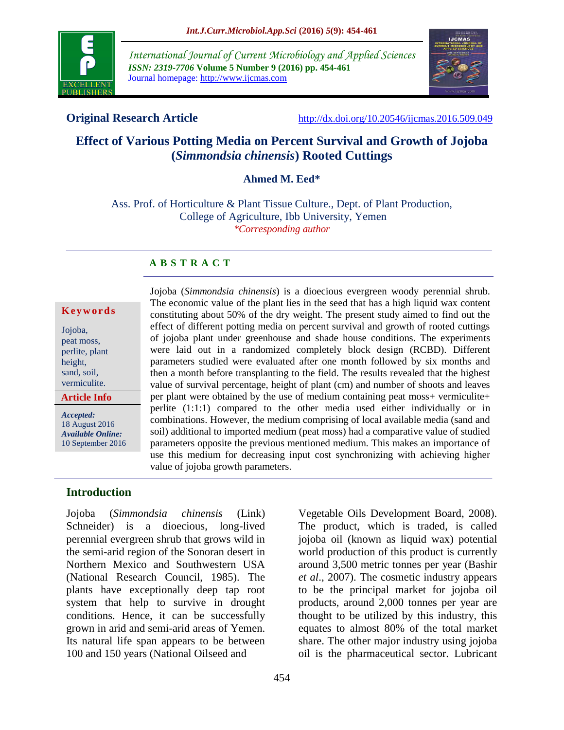**Original Research Article** http://dx.doi.org/10.20546/ijcmas.2016.509.049

# Effect of Various Potting Media on Percent Survival and Growth of Jojoba (*Simmondsia chinensis*) Rooted Cuttings

**Ahmed M. Eed***

Ass. Prof. of Horticulture & Plant Tissue Culture., Dept. of Plant Production, College of Agriculture, Ibb University, Yemen

*\*Corresponding author*

## A B S T R A C T

**Keywords**

Jojoba, peat moss, perlite, plant height, sand, soil, vermiculite.

**Article Info**

***Accepted:*** 18 August 2016

***Available Online:*** 10 September 2016

Jojoba (*Simmondsia chinensis*) is a dioecious evergreen woody perennial shrub. The economic value of the plant lies in the seed that has a high liquid wax content constituting about 50% of the dry weight. The present study aimed to find out the effect of different potting media on percent survival and growth of rooted cuttings of jojoba plant under greenhouse and shade house conditions. The experiments were laid out in a randomized completely block design (RCBD). Different parameters studied were evaluated after one month followed by six months and then a month before transplanting to the field. The results revealed that the highest value of survival percentage, height of plant (cm) and number of shoots and leaves per plant were obtained by the use of medium containing peat moss+ vermiculite+ perlite (1:1:1) compared to the other media used either individually or in combinations. However, the medium comprising of local available media (sand and soil) additional to imported medium (peat moss) had a comparative value of studied parameters opposite the previous mentioned medium. This makes an importance of use this medium for decreasing input cost synchronizing with achieving higher value of jojoba growth parameters.

## Introduction

Jojoba (*Simmondsia chinensis* (Link) Schneider) is a dioecious, long-lived perennial evergreen shrub that grows wild in the semi-arid region of the Sonoran desert in Northern Mexico and Southwestern USA (National Research Council, 1985). The plants have exceptionally deep tap root system that help to survive in drought conditions. Hence, it can be successfully grown in arid and semi-arid areas of Yemen. Its natural life span appears to be between 100 and 150 years (National Oilseed and Vegetable Oils Development Board, 2008). The product, which is traded, is called jojoba oil (known as liquid wax) potential world production of this product is currently around 3,500 metric tonnes per year (Bashir *et al*., 2007). The cosmetic industry appears to be the principal market for jojoba oil products, around 2,000 tonnes per year are thought to be utilized by this industry, this equates to almost 80% of the total market share. The other major industry using jojoba oil is the pharmaceutical sector. Lubricant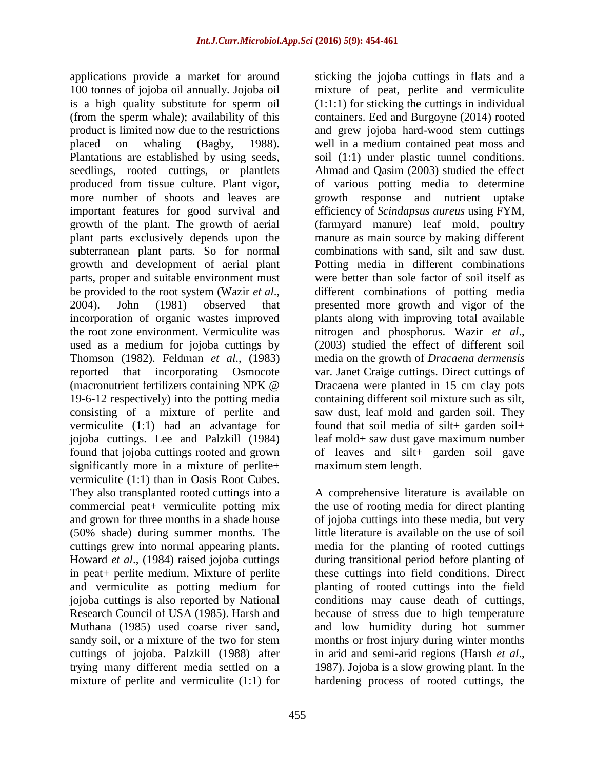applications provide a market for around 100 tonnes of jojoba oil annually. Jojoba oil is a high quality substitute for sperm oil (from the sperm whale); availability of this product is limited now due to the restrictions placed on whaling (Bagby, 1988). Plantations are established by using seeds, seedlings, rooted cuttings, or plantlets produced from tissue culture. Plant vigor, more number of shoots and leaves are important features for good survival and growth of the plant. The growth of aerial plant parts exclusively depends upon the subterranean plant parts. So for normal growth and development of aerial plant parts, proper and suitable environment must be provided to the root system (Wazir *et al*., 2004). John (1981) observed that incorporation of organic wastes improved the root zone environment. Vermiculite was used as a medium for jojoba cuttings by Thomson (1982). Feldman *et al*., (1983) reported that incorporating Osmocote (macronutrient fertilizers containing NPK @ 19-6-12 respectively) into the potting media consisting of a mixture of perlite and vermiculite (1:1) had an advantage for jojoba cuttings. Lee and Palzkill (1984) found that jojoba cuttings rooted and grown significantly more in a mixture of perlite+ vermiculite (1:1) than in Oasis Root Cubes. They also transplanted rooted cuttings into a commercial peat+ vermiculite potting mix and grown for three months in a shade house (50% shade) during summer months. The cuttings grew into normal appearing plants. Howard *et al*., (1984) raised jojoba cuttings in peat+ perlite medium. Mixture of perlite and vermiculite as potting medium for jojoba cuttings is also reported by National Research Council of USA (1985). Harsh and Muthana (1985) used coarse river sand, sandy soil, or a mixture of the two for stem cuttings of jojoba. Palzkill (1988) after trying many different media settled on a mixture of perlite and vermiculite (1:1) for sticking the jojoba cuttings in flats and a mixture of peat, perlite and vermiculite (1:1:1) for sticking the cuttings in individual containers. Eed and Burgoyne (2014) rooted and grew jojoba hard-wood stem cuttings well in a medium contained peat moss and soil (1:1) under plastic tunnel conditions. Ahmad and Qasim (2003) studied the effect of various potting media to determine growth response and nutrient uptake efficiency of *Scindapsus aureus* using FYM, (farmyard manure) leaf mold, poultry manure as main source by making different combinations with sand, silt and saw dust. Potting media in different combinations were better than sole factor of soil itself as different combinations of potting media presented more growth and vigor of the plants along with improving total available nitrogen and phosphorus. Wazir *et al*., (2003) studied the effect of different soil media on the growth of *Dracaena dermensis* var. Janet Craige cuttings. Direct cuttings of Dracaena were planted in 15 cm clay pots containing different soil mixture such as silt, saw dust, leaf mold and garden soil. They found that soil media of silt+ garden soil+ leaf mold+ saw dust gave maximum number of leaves and silt+ garden soil gave maximum stem length.

A comprehensive literature is available on the use of rooting media for direct planting of jojoba cuttings into these media, but very little literature is available on the use of soil media for the planting of rooted cuttings during transitional period before planting of these cuttings into field conditions. Direct planting of rooted cuttings into the field conditions may cause death of cuttings, because of stress due to high temperature and low humidity during hot summer months or frost injury during winter months in arid and semi-arid regions (Harsh *et al*., 1987). Jojoba is a slow growing plant. In the hardening process of rooted cuttings, the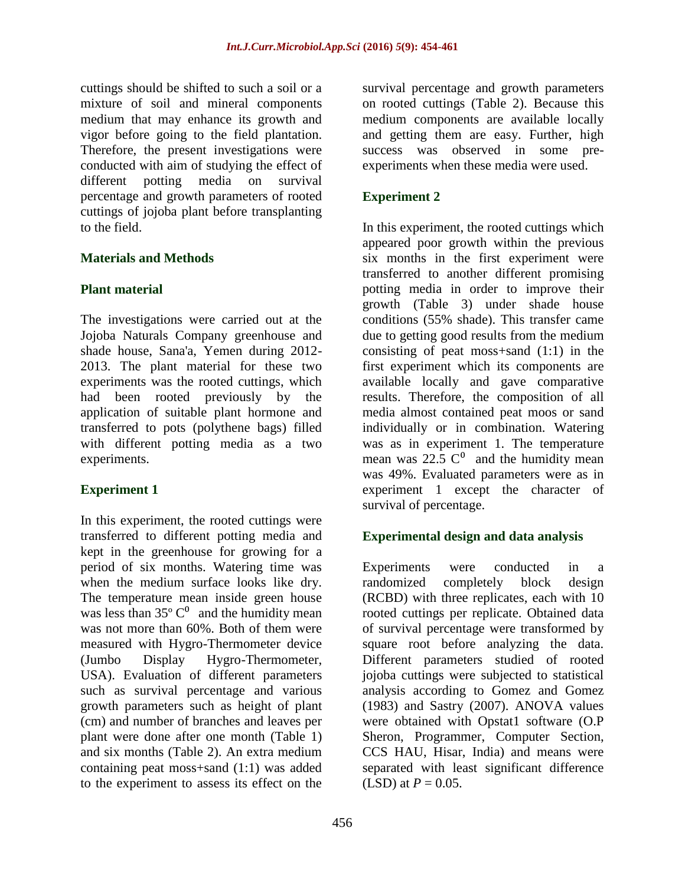cuttings should be shifted to such a soil or a mixture of soil and mineral components medium that may enhance its growth and vigor before going to the field plantation. Therefore, the present investigations were conducted with aim of studying the effect of different potting media on survival percentage and growth parameters of rooted cuttings of jojoba plant before transplanting to the field.

## Materials and Methods

### Plant material

The investigations were carried out at the Jojoba Naturals Company greenhouse and shade house, Sana'a, Yemen during 2012-2013. The plant material for these two experiments was the rooted cuttings, which had been rooted previously by the application of suitable plant hormone and transferred to pots (polythene bags) filled with different potting media as a two experiments.

### Experiment 1

In this experiment, the rooted cuttings were transferred to different potting media and kept in the greenhouse for growing for a period of six months. Watering time was when the medium surface looks like dry. The temperature mean inside green house was less than 35º $C^0$ and the humidity mean was not more than 60%. Both of them were measured with Hygro-Thermometer device (Jumbo Display Hygro-Thermometer, USA). Evaluation of different parameters such as survival percentage and various growth parameters such as height of plant (cm) and number of branches and leaves per plant were done after one month (Table 1) and six months (Table 2). An extra medium containing peat moss+sand (1:1) was added to the experiment to assess its effect on the survival percentage and growth parameters on rooted cuttings (Table 2). Because this medium components are available locally and getting them are easy. Further, high success was observed in some pre-experiments when these media were used.

### Experiment 2

In this experiment, the rooted cuttings which appeared poor growth within the previous six months in the first experiment were transferred to another different promising potting media in order to improve their growth (Table 3) under shade house conditions (55% shade). This transfer came due to getting good results from the medium consisting of peat moss+sand (1:1) in the first experiment which its components are available locally and gave comparative results. Therefore, the composition of all media almost contained peat moos or sand individually or in combination. Watering was as in experiment 1. The temperature mean was 22.5 $C^0$ and the humidity mean was 49%. Evaluated parameters were as in experiment 1 except the character of survival of percentage.

### Experimental design and data analysis

Experiments were conducted in a randomized completely block design (RCBD) with three replicates, each with 10 rooted cuttings per replicate. Obtained data of survival percentage were transformed by square root before analyzing the data. Different parameters studied of rooted jojoba cuttings were subjected to statistical analysis according to Gomez and Gomez (1983) and Sastry (2007). ANOVA values were obtained with Opstat1 software (O.P Sheron, Programmer, Computer Section, CCS HAU, Hisar, India) and means were separated with least significant difference (LSD) at $P = 0.05$.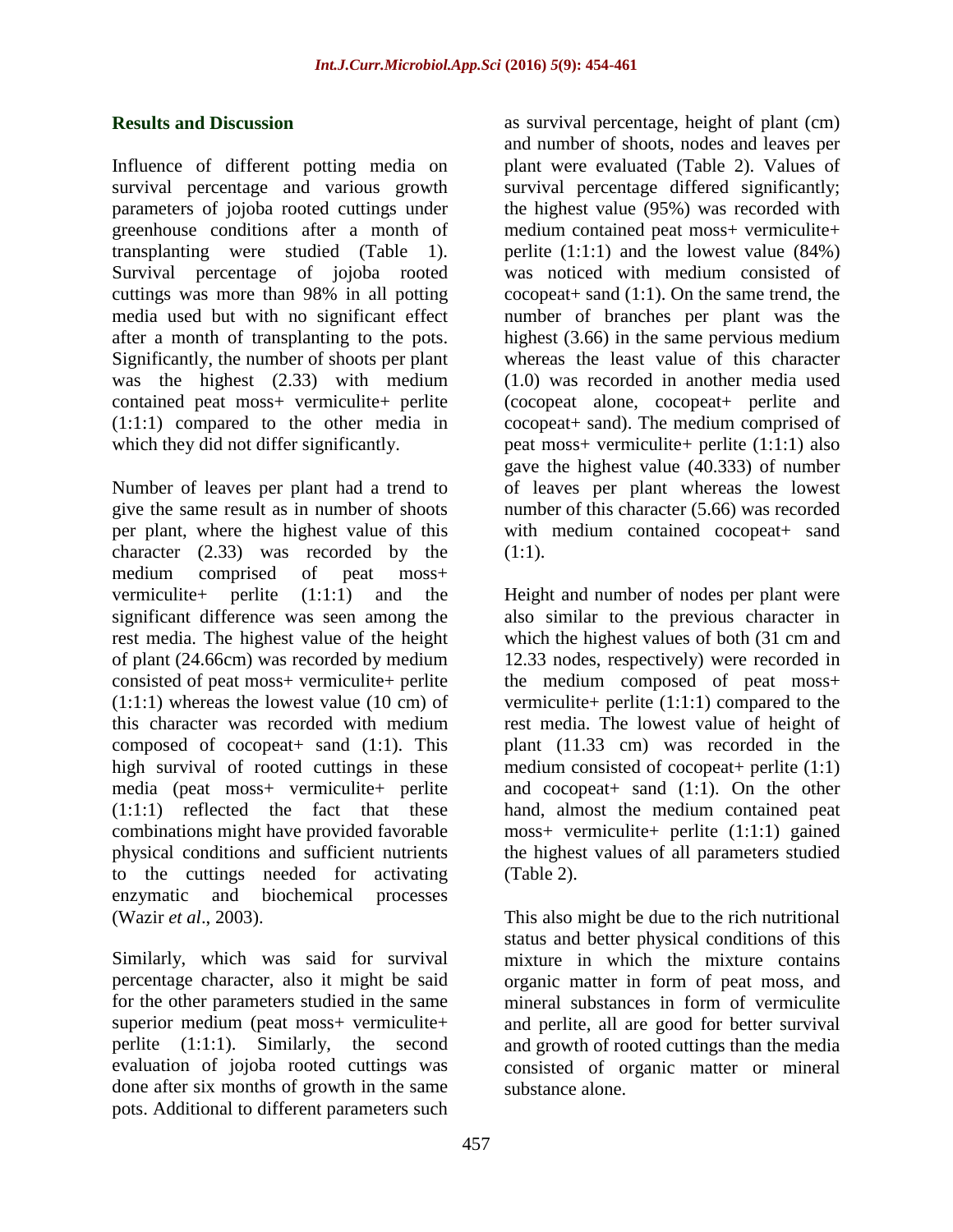## Results and Discussion

Influence of different potting media on survival percentage and various growth parameters of jojoba rooted cuttings under greenhouse conditions after a month of transplanting were studied (Table 1). Survival percentage of jojoba rooted cuttings was more than 98% in all potting media used but with no significant effect after a month of transplanting to the pots. Significantly, the number of shoots per plant was the highest (2.33) with medium contained peat moss+ vermiculite+ perlite (1:1:1) compared to the other media in which they did not differ significantly.

Number of leaves per plant had a trend to give the same result as in number of shoots per plant, where the highest value of this character (2.33) was recorded by the medium comprised of peat moss+ vermiculite+ perlite (1:1:1) and the significant difference was seen among the rest media. The highest value of the height of plant (24.66cm) was recorded by medium consisted of peat moss+ vermiculite+ perlite (1:1:1) whereas the lowest value (10 cm) of this character was recorded with medium composed of cocopeat+ sand (1:1). This high survival of rooted cuttings in these media (peat moss+ vermiculite+ perlite (1:1:1) reflected the fact that these combinations might have provided favorable physical conditions and sufficient nutrients to the cuttings needed for activating enzymatic and biochemical processes (Wazir *et al*., 2003).

Similarly, which was said for survival percentage character, also it might be said for the other parameters studied in the same superior medium (peat moss+ vermiculite+ perlite (1:1:1). Similarly, the second evaluation of jojoba rooted cuttings was done after six months of growth in the same pots. Additional to different parameters such as survival percentage, height of plant (cm) and number of shoots, nodes and leaves per plant were evaluated (Table 2). Values of survival percentage differed significantly; the highest value (95%) was recorded with medium contained peat moss+ vermiculite+ perlite (1:1:1) and the lowest value (84%) was noticed with medium consisted of cocopeat+ sand (1:1). On the same trend, the number of branches per plant was the highest (3.66) in the same pervious medium whereas the least value of this character (1.0) was recorded in another media used (cocopeat alone, cocopeat+ perlite and cocopeat+ sand). The medium comprised of peat moss+ vermiculite+ perlite (1:1:1) also gave the highest value (40.333) of number of leaves per plant whereas the lowest number of this character (5.66) was recorded with medium contained cocopeat+ sand (1:1).

Height and number of nodes per plant were also similar to the previous character in which the highest values of both (31 cm and 12.33 nodes, respectively) were recorded in the medium composed of peat moss+ vermiculite+ perlite (1:1:1) compared to the rest media. The lowest value of height of plant (11.33 cm) was recorded in the medium consisted of cocopeat+ perlite (1:1) and cocopeat+ sand (1:1). On the other hand, almost the medium contained peat moss+ vermiculite+ perlite (1:1:1) gained the highest values of all parameters studied (Table 2).

This also might be due to the rich nutritional status and better physical conditions of this mixture in which the mixture contains organic matter in form of peat moss, and mineral substances in form of vermiculite and perlite, all are good for better survival and growth of rooted cuttings than the media consisted of organic matter or mineral substance alone.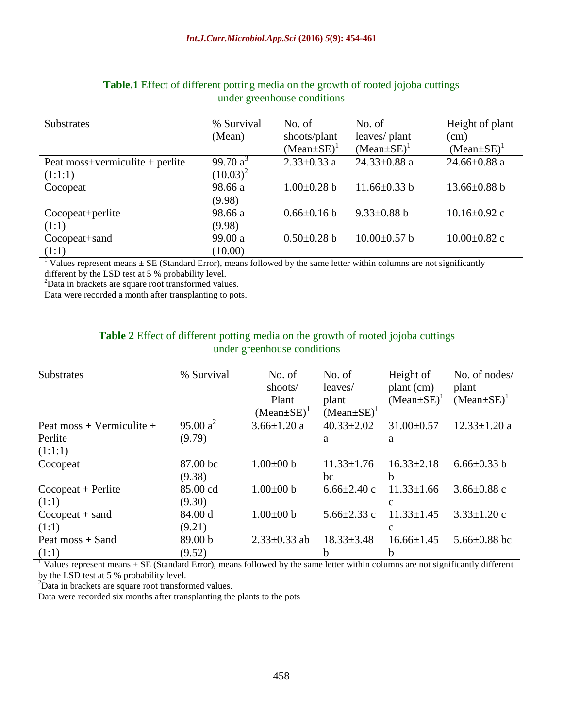**Table.1** Effect of different potting media on the growth of rooted jojoba cuttings under greenhouse conditions

| Substrates | % Survival (Mean) | No. of shoots/plant (Mean±SE)[1] | No. of leaves/ plant (Mean±SE)[1] | Height of plant (cm) (Mean±SE)[1] |
|---|---|---|---|---|
| Peat moss+vermiculite + perlite (1:1:1) | 99.70 a[3] (10.03)[2] | 2.33±0.33 a | 24.33±0.88 a | 24.66±0.88 a |
| Cocopeat | 98.66 a (9.98) | 1.00±0.28 b | 11.66±0.33 b | 13.66±0.88 b |
| Cocopeat+perlite (1:1) | 98.66 a (9.98) | 0.66±0.16 b | 9.33±0.88 b | 10.16±0.92 c |
| Cocopeat+sand (1:1) | 99.00 a (10.00) | 0.50±0.28 b | 10.00±0.57 b | 10.00±0.82 c |

[1] Values represent means ± SE (Standard Error), means followed by the same letter within columns are not significantly different by the LSD test at 5 % probability level.
[2]Data in brackets are square root transformed values.
Data were recorded a month after transplanting to pots.

**Table 2** Effect of different potting media on the growth of rooted jojoba cuttings under greenhouse conditions

| Substrates | % Survival | No. of shoots/ Plant (Mean±SE)[1] | No. of leaves/ plant (Mean±SE)[1] | Height of plant (cm) (Mean±SE)[1] | No. of nodes/ plant (Mean±SE)[1] |
|---|---|---|---|---|---|
| Peat moss + Vermiculite + Perlite (1:1:1) | 95.00 a[2] (9.79) | 3.66±1.20 a | 40.33±2.02 a | 31.00±0.57 a | 12.33±1.20 a |
| Cocopeat | 87.00 bc (9.38) | 1.00±00 b | 11.33±1.76 bc | 16.33±2.18 b | 6.66±0.33 b |
| Cocopeat + Perlite (1:1) | 85.00 cd (9.30) | 1.00±00 b | 6.66±2.40 c | 11.33±1.66 c | 3.66±0.88 c |
| Cocopeat + sand (1:1) | 84.00 d (9.21) | 1.00±00 b | 5.66±2.33 c | 11.33±1.45 c | 3.33±1.20 c |
| Peat moss + Sand (1:1) | 89.00 b (9.52) | 2.33±0.33 ab | 18.33±3.48 b | 16.66±1.45 b | 5.66±0.88 bc |

[1] Values represent means ± SE (Standard Error), means followed by the same letter within columns are not significantly different by the LSD test at 5 % probability level.
[2]Data in brackets are square root transformed values.
Data were recorded six months after transplanting the plants to the pots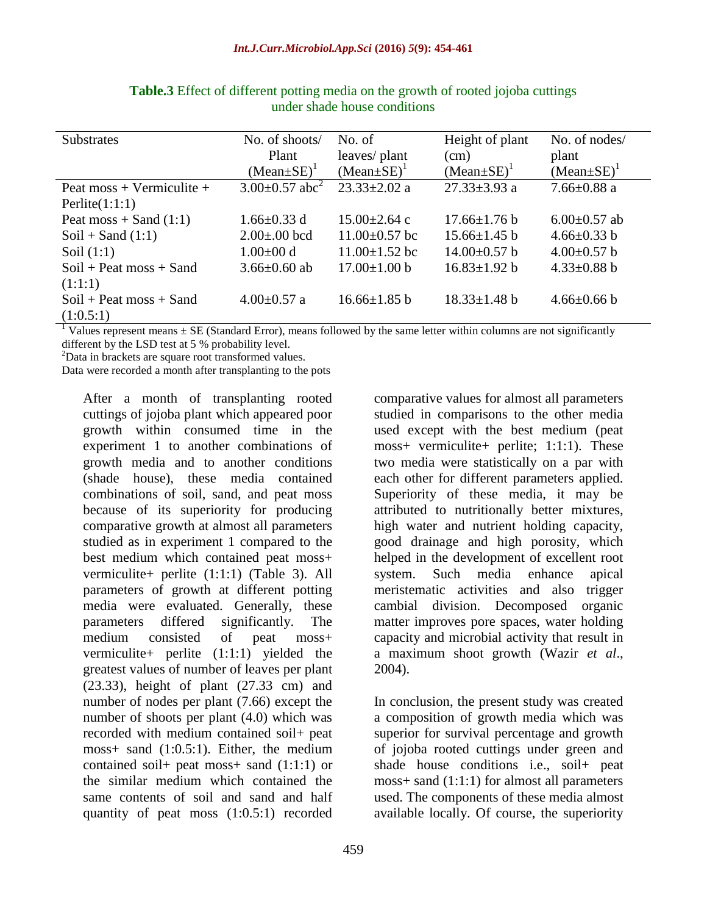**Table.3** Effect of different potting media on the growth of rooted jojoba cuttings under shade house conditions

| Substrates | No. of shoots/ Plant (Mean±SE)[1] | No. of leaves/ plant (Mean±SE)[1] | Height of plant (cm) (Mean±SE)[1] | No. of nodes/ plant (Mean±SE)[1] |
|---|---|---|---|---|
| Peat moss + Vermiculite + Perlite(1:1:1) | 3.00±0.57 abc[2] | 23.33±2.02 a | 27.33±3.93 a | 7.66±0.88 a |
| Peat moss + Sand (1:1) | 1.66±0.33 d | 15.00±2.64 c | 17.66±1.76 b | 6.00±0.57 ab |
| Soil + Sand (1:1) | 2.00±.00 bcd | 11.00±0.57 bc | 15.66±1.45 b | 4.66±0.33 b |
| Soil (1:1) | 1.00±00 d | 11.00±1.52 bc | 14.00±0.57 b | 4.00±0.57 b |
| Soil + Peat moss + Sand (1:1:1) | 3.66±0.60 ab | 17.00±1.00 b | 16.83±1.92 b | 4.33±0.88 b |
| Soil + Peat moss + Sand (1:0.5:1) | 4.00±0.57 a | 16.66±1.85 b | 18.33±1.48 b | 4.66±0.66 b |

[1] Values represent means ± SE (Standard Error), means followed by the same letter within columns are not significantly different by the LSD test at 5 % probability level.

[2]Data in brackets are square root transformed values.

Data were recorded a month after transplanting to the pots

After a month of transplanting rooted cuttings of jojoba plant which appeared poor growth within consumed time in the experiment 1 to another combinations of growth media and to another conditions (shade house), these media contained combinations of soil, sand, and peat moss because of its superiority for producing comparative growth at almost all parameters studied as in experiment 1 compared to the best medium which contained peat moss+ vermiculite+ perlite (1:1:1) (Table 3). All parameters of growth at different potting media were evaluated. Generally, these parameters differed significantly. The medium consisted of peat moss+ vermiculite+ perlite (1:1:1) yielded the greatest values of number of leaves per plant (23.33), height of plant (27.33 cm) and number of nodes per plant (7.66) except the number of shoots per plant (4.0) which was recorded with medium contained soil+ peat moss+ sand (1:0.5:1). Either, the medium contained soil+ peat moss+ sand (1:1:1) or the similar medium which contained the same contents of soil and sand and half quantity of peat moss (1:0.5:1) recorded comparative values for almost all parameters studied in comparisons to the other media used except with the best medium (peat moss+ vermiculite+ perlite; 1:1:1). These two media were statistically on a par with each other for different parameters applied. Superiority of these media, it may be attributed to nutritionally better mixtures, high water and nutrient holding capacity, good drainage and high porosity, which helped in the development of excellent root system. Such media enhance apical meristematic activities and also trigger cambial division. Decomposed organic matter improves pore spaces, water holding capacity and microbial activity that result in a maximum shoot growth (Wazir *et al*., 2004).

In conclusion, the present study was created a composition of growth media which was superior for survival percentage and growth of jojoba rooted cuttings under green and shade house conditions i.e., soil+ peat moss+ sand (1:1:1) for almost all parameters used. The components of these media almost available locally. Of course, the superiority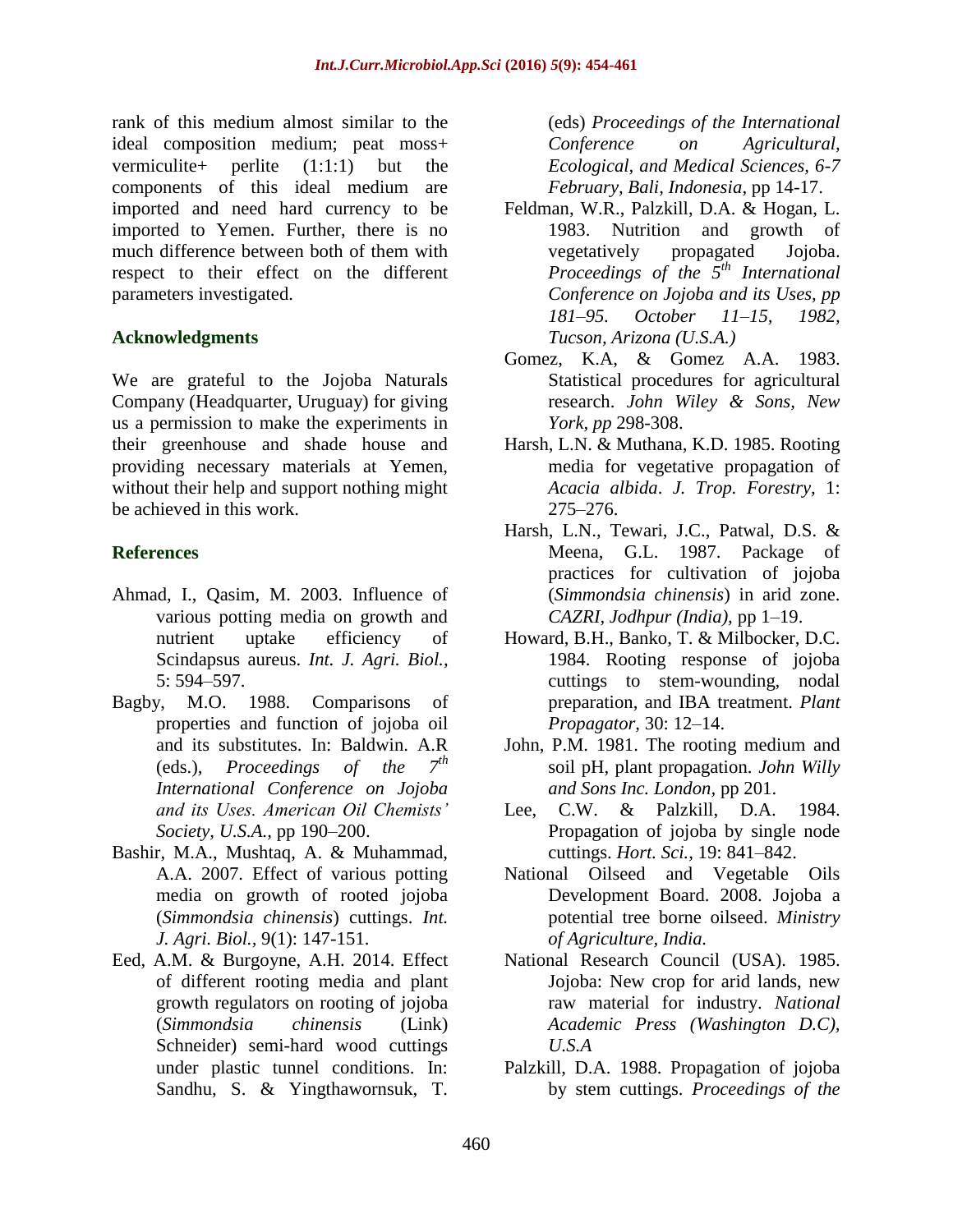rank of this medium almost similar to the ideal composition medium; peat moss+ vermiculite+ perlite (1:1:1) but the components of this ideal medium are imported and need hard currency to be imported to Yemen. Further, there is no much difference between both of them with respect to their effect on the different parameters investigated.

## Acknowledgments

We are grateful to the Jojoba Naturals Company (Headquarter, Uruguay) for giving us a permission to make the experiments in their greenhouse and shade house and providing necessary materials at Yemen, without their help and support nothing might be achieved in this work.

## References

Ahmad, I., Qasim, M. 2003. Influence of various potting media on growth and nutrient uptake efficiency of Scindapsus aureus. *Int. J. Agri. Biol.,* 5: 594–597.

Bagby, M.O. 1988. Comparisons of properties and function of jojoba oil and its substitutes. In: Baldwin. A.R (eds.), *Proceedings of the 7th International Conference on Jojoba and its Uses. American Oil Chemists' Society, U.S.A.,* pp 190–200.

Bashir, M.A., Mushtaq, A. & Muhammad, A.A. 2007. Effect of various potting media on growth of rooted jojoba (*Simmondsia chinensis*) cuttings. *Int. J. Agri. Biol.,* 9(1): 147-151.

Eed, A.M. & Burgoyne, A.H. 2014. Effect of different rooting media and plant growth regulators on rooting of jojoba (*Simmondsia chinensis* (Link) Schneider) semi-hard wood cuttings under plastic tunnel conditions. In: Sandhu, S. & Yingthawornsuk, T. (eds) *Proceedings of the International Conference on Agricultural, Ecological, and Medical Sciences, 6-7 February, Bali, Indonesia*, pp 14-17.

Feldman, W.R., Palzkill, D.A. & Hogan, L. 1983. Nutrition and growth of vegetatively propagated Jojoba. *Proceedings of the 5th International Conference on Jojoba and its Uses, pp 181–95. October 11–15, 1982, Tucson, Arizona (U.S.A.)*

Gomez, K.A, & Gomez A.A. 1983. Statistical procedures for agricultural research. *John Wiley & Sons, New York, pp* 298-308.

Harsh, L.N. & Muthana, K.D. 1985. Rooting media for vegetative propagation of *Acacia albida*. *J. Trop. Forestry,* 1: 275–276.

Harsh, L.N., Tewari, J.C., Patwal, D.S. & Meena, G.L. 1987. Package of practices for cultivation of jojoba (*Simmondsia chinensis*) in arid zone. *CAZRI, Jodhpur (India),* pp 1–19.

Howard, B.H., Banko, T. & Milbocker, D.C. 1984. Rooting response of jojoba cuttings to stem-wounding, nodal preparation, and IBA treatment. *Plant Propagator,* 30: 12–14.

John, P.M. 1981. The rooting medium and soil pH, plant propagation. *John Willy and Sons Inc. London,* pp 201.

Lee, C.W. & Palzkill, D.A. 1984. Propagation of jojoba by single node cuttings. *Hort. Sci.,* 19: 841–842.

National Oilseed and Vegetable Oils Development Board. 2008. Jojoba a potential tree borne oilseed. *Ministry of Agriculture, India.*

National Research Council (USA). 1985. Jojoba: New crop for arid lands, new raw material for industry. *National Academic Press (Washington D.C), U.S.A*

Palzkill, D.A. 1988. Propagation of jojoba by stem cuttings. *Proceedings of the*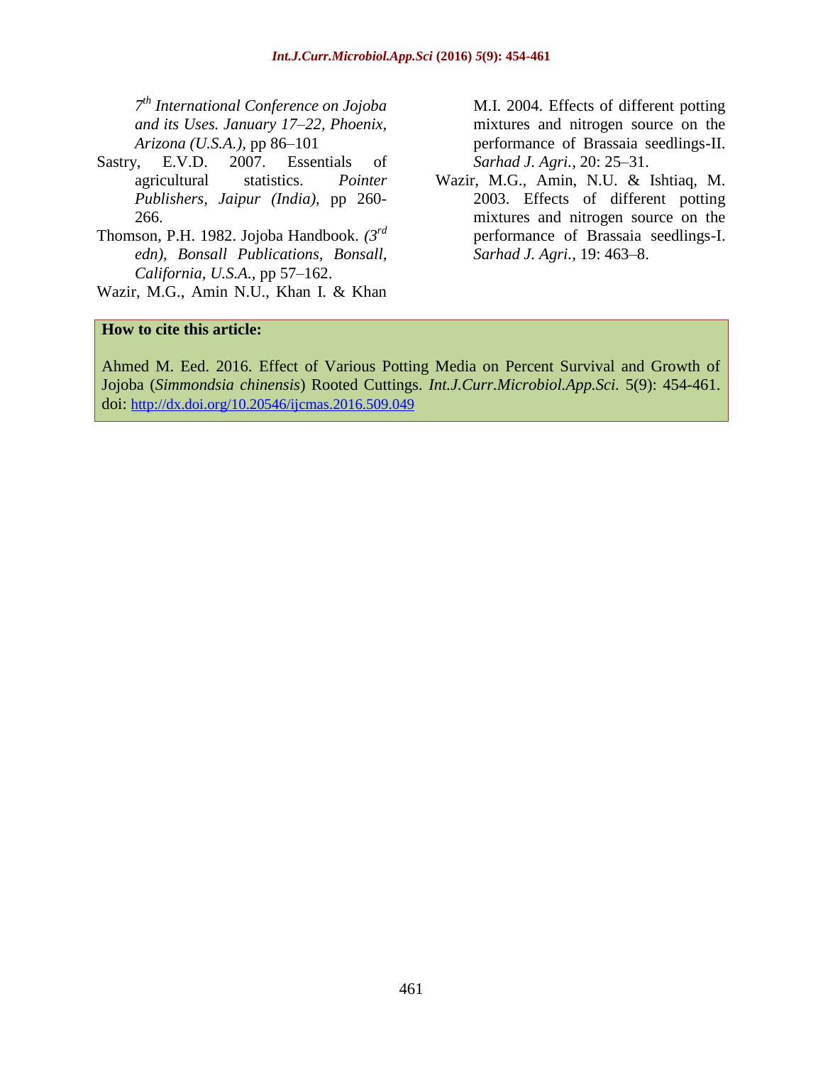*7th International Conference on Jojoba and its Uses. January 17–22, Phoenix, Arizona (U.S.A.),* pp 86–101

Sastry, E.V.D. 2007. Essentials of agricultural statistics. *Pointer Publishers, Jaipur (India),* pp 260-266.

Thomson, P.H. 1982. Jojoba Handbook. *(3rd edn), Bonsall Publications, Bonsall, California, U.S.A.,* pp 57–162.

Wazir, M.G., Amin N.U., Khan I. & Khan M.I. 2004. Effects of different potting mixtures and nitrogen source on the performance of Brassaia seedlings-II. *Sarhad J. Agri.,* 20: 25–31.

Wazir, M.G., Amin, N.U. & Ishtiaq, M. 2003. Effects of different potting mixtures and nitrogen source on the performance of Brassaia seedlings-I. *Sarhad J. Agri.,* 19: 463–8.

**How to cite this article:**

Ahmed M. Eed. 2016. Effect of Various Potting Media on Percent Survival and Growth of Jojoba (*Simmondsia chinensis*) Rooted Cuttings. *Int.J.Curr.Microbiol.App.Sci.* 5(9): 454-461. doi: http://dx.doi.org/10.20546/ijcmas.2016.509.049